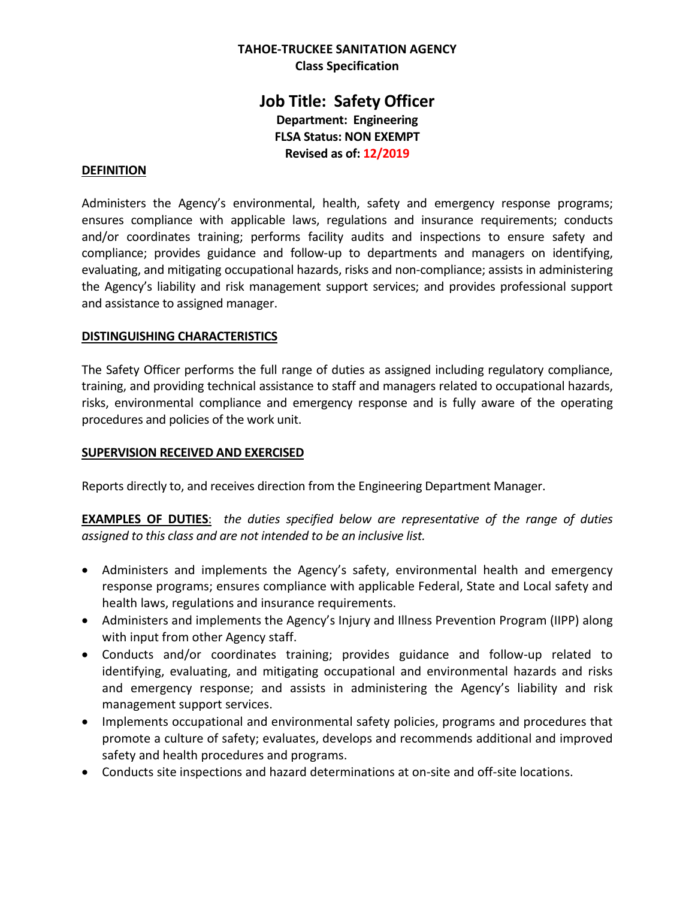**TAHOE-TRUCKEE SANITATION AGENCY**
**Class Specification**

# Job Title: Safety Officer

**Department: Engineering**
**FLSA Status: NON EXEMPT**
**Revised as of: 12/2019**

## DEFINITION

Administers the Agency's environmental, health, safety and emergency response programs; ensures compliance with applicable laws, regulations and insurance requirements; conducts and/or coordinates training; performs facility audits and inspections to ensure safety and compliance; provides guidance and follow-up to departments and managers on identifying, evaluating, and mitigating occupational hazards, risks and non-compliance; assists in administering the Agency's liability and risk management support services; and provides professional support and assistance to assigned manager.

## DISTINGUISHING CHARACTERISTICS

The Safety Officer performs the full range of duties as assigned including regulatory compliance, training, and providing technical assistance to staff and managers related to occupational hazards, risks, environmental compliance and emergency response and is fully aware of the operating procedures and policies of the work unit.

## SUPERVISION RECEIVED AND EXERCISED

Reports directly to, and receives direction from the Engineering Department Manager.

**EXAMPLES OF DUTIES**: *the duties specified below are representative of the range of duties assigned to this class and are not intended to be an inclusive list.*

- Administers and implements the Agency's safety, environmental health and emergency response programs; ensures compliance with applicable Federal, State and Local safety and health laws, regulations and insurance requirements.
- Administers and implements the Agency's Injury and Illness Prevention Program (IIPP) along with input from other Agency staff.
- Conducts and/or coordinates training; provides guidance and follow-up related to identifying, evaluating, and mitigating occupational and environmental hazards and risks and emergency response; and assists in administering the Agency's liability and risk management support services.
- Implements occupational and environmental safety policies, programs and procedures that promote a culture of safety; evaluates, develops and recommends additional and improved safety and health procedures and programs.
- Conducts site inspections and hazard determinations at on-site and off-site locations.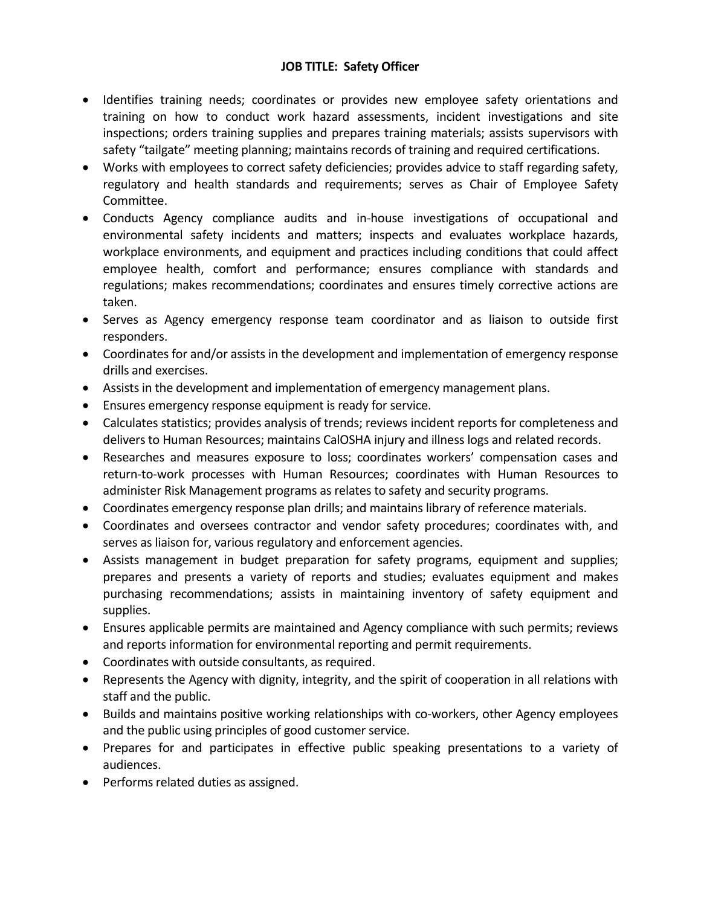**JOB TITLE: Safety Officer**

- Identifies training needs; coordinates or provides new employee safety orientations and training on how to conduct work hazard assessments, incident investigations and site inspections; orders training supplies and prepares training materials; assists supervisors with safety "tailgate" meeting planning; maintains records of training and required certifications.
- Works with employees to correct safety deficiencies; provides advice to staff regarding safety, regulatory and health standards and requirements; serves as Chair of Employee Safety Committee.
- Conducts Agency compliance audits and in-house investigations of occupational and environmental safety incidents and matters; inspects and evaluates workplace hazards, workplace environments, and equipment and practices including conditions that could affect employee health, comfort and performance; ensures compliance with standards and regulations; makes recommendations; coordinates and ensures timely corrective actions are taken.
- Serves as Agency emergency response team coordinator and as liaison to outside first responders.
- Coordinates for and/or assists in the development and implementation of emergency response drills and exercises.
- Assists in the development and implementation of emergency management plans.
- Ensures emergency response equipment is ready for service.
- Calculates statistics; provides analysis of trends; reviews incident reports for completeness and delivers to Human Resources; maintains CalOSHA injury and illness logs and related records.
- Researches and measures exposure to loss; coordinates workers' compensation cases and return-to-work processes with Human Resources; coordinates with Human Resources to administer Risk Management programs as relates to safety and security programs.
- Coordinates emergency response plan drills; and maintains library of reference materials.
- Coordinates and oversees contractor and vendor safety procedures; coordinates with, and serves as liaison for, various regulatory and enforcement agencies.
- Assists management in budget preparation for safety programs, equipment and supplies; prepares and presents a variety of reports and studies; evaluates equipment and makes purchasing recommendations; assists in maintaining inventory of safety equipment and supplies.
- Ensures applicable permits are maintained and Agency compliance with such permits; reviews and reports information for environmental reporting and permit requirements.
- Coordinates with outside consultants, as required.
- Represents the Agency with dignity, integrity, and the spirit of cooperation in all relations with staff and the public.
- Builds and maintains positive working relationships with co-workers, other Agency employees and the public using principles of good customer service.
- Prepares for and participates in effective public speaking presentations to a variety of audiences.
- Performs related duties as assigned.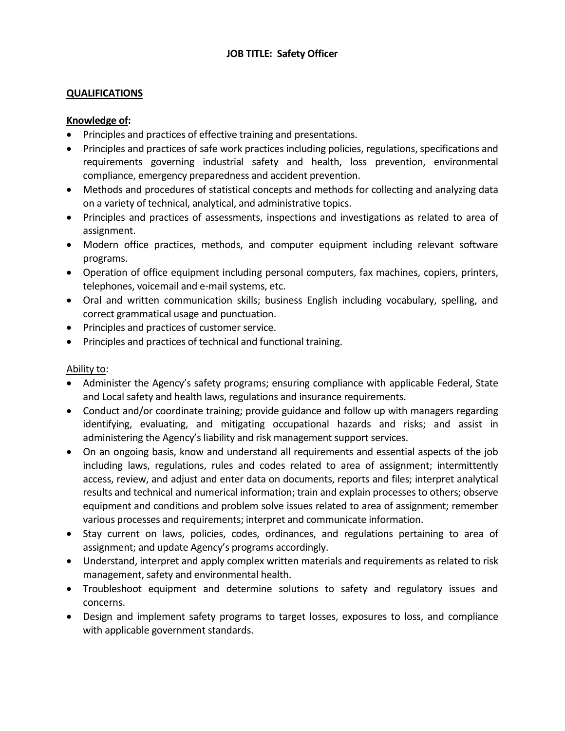**JOB TITLE: Safety Officer**

**QUALIFICATIONS**

**Knowledge of:**

- Principles and practices of effective training and presentations.
- Principles and practices of safe work practices including policies, regulations, specifications and requirements governing industrial safety and health, loss prevention, environmental compliance, emergency preparedness and accident prevention.
- Methods and procedures of statistical concepts and methods for collecting and analyzing data on a variety of technical, analytical, and administrative topics.
- Principles and practices of assessments, inspections and investigations as related to area of assignment.
- Modern office practices, methods, and computer equipment including relevant software programs.
- Operation of office equipment including personal computers, fax machines, copiers, printers, telephones, voicemail and e-mail systems, etc.
- Oral and written communication skills; business English including vocabulary, spelling, and correct grammatical usage and punctuation.
- Principles and practices of customer service.
- Principles and practices of technical and functional training.

Ability to:

- Administer the Agency's safety programs; ensuring compliance with applicable Federal, State and Local safety and health laws, regulations and insurance requirements.
- Conduct and/or coordinate training; provide guidance and follow up with managers regarding identifying, evaluating, and mitigating occupational hazards and risks; and assist in administering the Agency's liability and risk management support services.
- On an ongoing basis, know and understand all requirements and essential aspects of the job including laws, regulations, rules and codes related to area of assignment; intermittently access, review, and adjust and enter data on documents, reports and files; interpret analytical results and technical and numerical information; train and explain processes to others; observe equipment and conditions and problem solve issues related to area of assignment; remember various processes and requirements; interpret and communicate information.
- Stay current on laws, policies, codes, ordinances, and regulations pertaining to area of assignment; and update Agency's programs accordingly.
- Understand, interpret and apply complex written materials and requirements as related to risk management, safety and environmental health.
- Troubleshoot equipment and determine solutions to safety and regulatory issues and concerns.
- Design and implement safety programs to target losses, exposures to loss, and compliance with applicable government standards.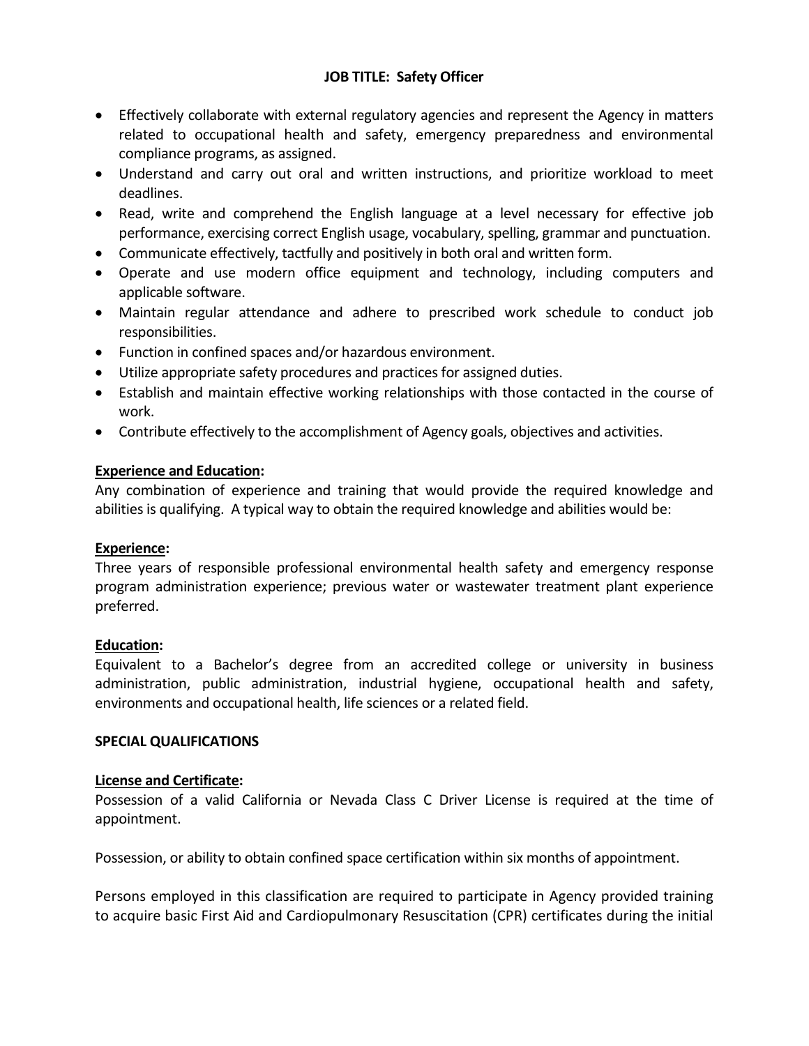**JOB TITLE: Safety Officer**

- Effectively collaborate with external regulatory agencies and represent the Agency in matters related to occupational health and safety, emergency preparedness and environmental compliance programs, as assigned.
- Understand and carry out oral and written instructions, and prioritize workload to meet deadlines.
- Read, write and comprehend the English language at a level necessary for effective job performance, exercising correct English usage, vocabulary, spelling, grammar and punctuation.
- Communicate effectively, tactfully and positively in both oral and written form.
- Operate and use modern office equipment and technology, including computers and applicable software.
- Maintain regular attendance and adhere to prescribed work schedule to conduct job responsibilities.
- Function in confined spaces and/or hazardous environment.
- Utilize appropriate safety procedures and practices for assigned duties.
- Establish and maintain effective working relationships with those contacted in the course of work.
- Contribute effectively to the accomplishment of Agency goals, objectives and activities.

**Experience and Education:**
Any combination of experience and training that would provide the required knowledge and abilities is qualifying. A typical way to obtain the required knowledge and abilities would be:

**Experience:**
Three years of responsible professional environmental health safety and emergency response program administration experience; previous water or wastewater treatment plant experience preferred.

**Education:**
Equivalent to a Bachelor's degree from an accredited college or university in business administration, public administration, industrial hygiene, occupational health and safety, environments and occupational health, life sciences or a related field.

**SPECIAL QUALIFICATIONS**

**License and Certificate:**
Possession of a valid California or Nevada Class C Driver License is required at the time of appointment.

Possession, or ability to obtain confined space certification within six months of appointment.

Persons employed in this classification are required to participate in Agency provided training to acquire basic First Aid and Cardiopulmonary Resuscitation (CPR) certificates during the initial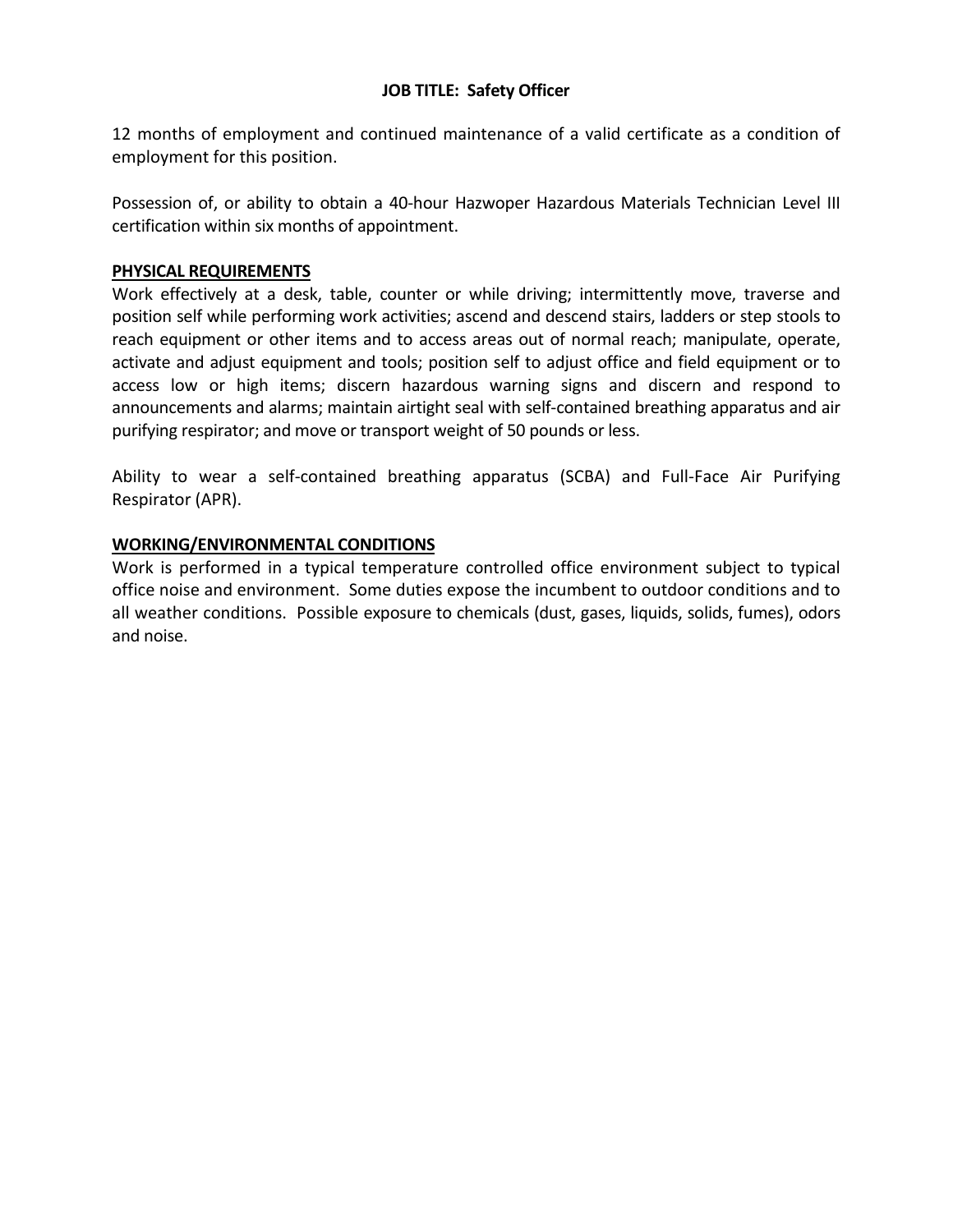**JOB TITLE: Safety Officer**

12 months of employment and continued maintenance of a valid certificate as a condition of employment for this position.

Possession of, or ability to obtain a 40-hour Hazwoper Hazardous Materials Technician Level III certification within six months of appointment.

## PHYSICAL REQUIREMENTS

Work effectively at a desk, table, counter or while driving; intermittently move, traverse and position self while performing work activities; ascend and descend stairs, ladders or step stools to reach equipment or other items and to access areas out of normal reach; manipulate, operate, activate and adjust equipment and tools; position self to adjust office and field equipment or to access low or high items; discern hazardous warning signs and discern and respond to announcements and alarms; maintain airtight seal with self-contained breathing apparatus and air purifying respirator; and move or transport weight of 50 pounds or less.

Ability to wear a self-contained breathing apparatus (SCBA) and Full-Face Air Purifying Respirator (APR).

## WORKING/ENVIRONMENTAL CONDITIONS

Work is performed in a typical temperature controlled office environment subject to typical office noise and environment. Some duties expose the incumbent to outdoor conditions and to all weather conditions. Possible exposure to chemicals (dust, gases, liquids, solids, fumes), odors and noise.